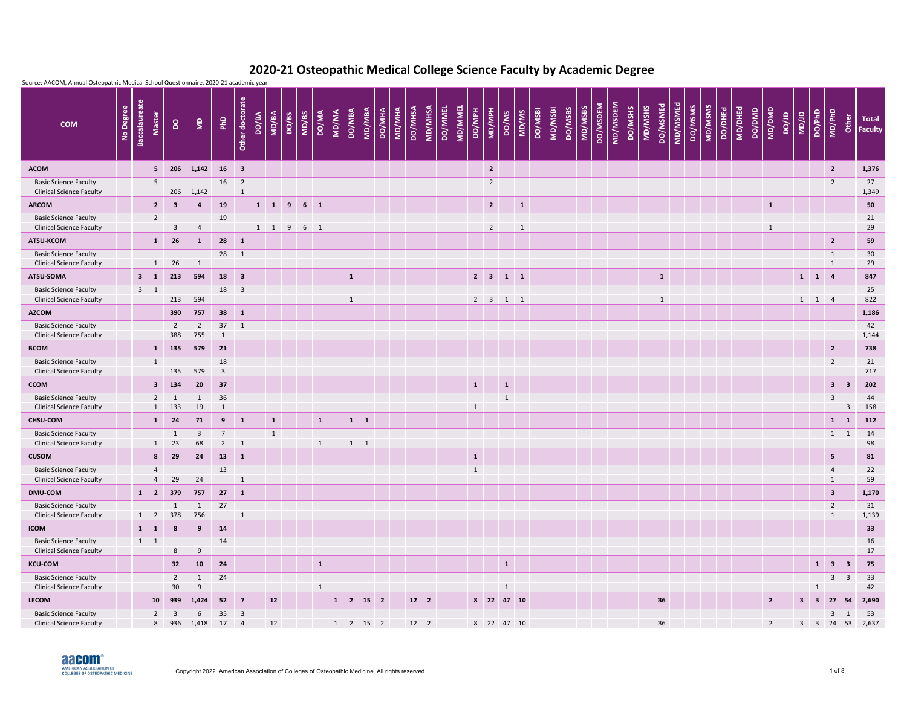# 2020-21 Osteopathic Medical College Science Faculty by Academic Degree

Source: AACOM, Annual Osteopathic Medical School Questionnaire, 2020-21 academic year

| COM | No Degree | Baccalaureate | Master | DO | MD | PhD | Other doctorate | DO/BA | MD/BA | DO/BS | MD/BS | DO/MA | MD/MA | DO/MBA | MD/MBA | DO/MHA | MD/MHA | DO/MHSA | MD/MHSA | DO/MMEL | MD/MMEL | DO/MPH | MD/MPH | DO/MS | MD/MS | DO/MSBI | MD/MSBI | DO/MSBS | MD/MSBS | DO/MSDEM | MD/MSDEM | DO/MSHS | MD/MSHS | DO/MSMEd | MD/MSMEd | DO/MSMS | MD/MSMS | DO/DHEd | MD/DHEd | DO/DMD | MD/DMD | DO/JD | MD/JD | DO/PhD | MD/PhD | Other | Total Faculty |
|---|---|---|---|---|---|---|---|---|---|---|---|---|---|---|---|---|---|---|---|---|---|---|---|---|---|---|---|---|---|---|---|---|---|---|---|---|---|---|---|---|---|---|---|---|---|---|---|
| **ACOM** | | | **5** | **206** | **1,142** | **16** | **3** | | | | | | | | | | | | | | | | **2** | | | | | | | | | | | | | | | | | | | | | | **2** | | **1,376** |
| Basic Science Faculty | | | 5 | | | 16 | 2 | | | | | | | | | | | | | | | | 2 | | | | | | | | | | | | | | | | | | | | | | 2 | | 27 |
| Clinical Science Faculty | | | | 206 | 1,142 | | 1 | | | | | | | | | | | | | | | | | | | | | | | | | | | | | | | | | | | | | | | | 1,349 |
| **ARCOM** | | | **2** | **3** | **4** | **19** | | **1** | **1** | **9** | **6** | **1** | | | | | | | | | | | **2** | | **1** | | | | | | | | | | | | | | | | **1** | | | | | | **50** |
| Basic Science Faculty | | | 2 | | | 19 | | | | | | | | | | | | | | | | | | | | | | | | | | | | | | | | | | | | | | | | | 21 |
| Clinical Science Faculty | | | | 3 | 4 | | | 1 | 1 | 9 | 6 | 1 | | | | | | | | | | | 2 | | 1 | | | | | | | | | | | | | | | | 1 | | | | | | 29 |
| **ATSU-KCOM** | | | **1** | **26** | **1** | **28** | **1** | | | | | | | | | | | | | | | | | | | | | | | | | | | | | | | | | | | | | | **2** | | **59** |
| Basic Science Faculty | | | | | | 28 | 1 | | | | | | | | | | | | | | | | | | | | | | | | | | | | | | | | | | | | | | 1 | | 30 |
| Clinical Science Faculty | | | 1 | 26 | 1 | | | | | | | | | | | | | | | | | | | | | | | | | | | | | | | | | | | | | | | | 1 | | 29 |
| **ATSU-SOMA** | **3** | **1** | | **213** | **594** | **18** | **3** | | | | | | | **1** | | | | | | | | **2** | **3** | **1** | **1** | | | | | | | | | **1** | | | | | | | | | **1** | **1** | **4** | | **847** |
| Basic Science Faculty | 3 | 1 | | | | 18 | 3 | | | | | | | | | | | | | | | | | | | | | | | | | | | | | | | | | | | | | | | | 25 |
| Clinical Science Faculty | | | | 213 | 594 | | | | | | | | | 1 | | | | | | | | 2 | 3 | 1 | 1 | | | | | | | | | 1 | | | | | | | | | 1 | 1 | 4 | | 822 |
| **AZCOM** | | | | **390** | **757** | **38** | **1** | | | | | | | | | | | | | | | | | | | | | | | | | | | | | | | | | | | | | | | | **1,186** |
| Basic Science Faculty | | | | 2 | 2 | 37 | 1 | | | | | | | | | | | | | | | | | | | | | | | | | | | | | | | | | | | | | | | | 42 |
| Clinical Science Faculty | | | | 388 | 755 | 1 | | | | | | | | | | | | | | | | | | | | | | | | | | | | | | | | | | | | | | | | | 1,144 |
| **BCOM** | | | **1** | **135** | **579** | **21** | | | | | | | | | | | | | | | | | | | | | | | | | | | | | | | | | | | | | | | **2** | | **738** |
| Basic Science Faculty | | | 1 | | | 18 | | | | | | | | | | | | | | | | | | | | | | | | | | | | | | | | | | | | | | | 2 | | 21 |
| Clinical Science Faculty | | | | 135 | 579 | 3 | | | | | | | | | | | | | | | | | | | | | | | | | | | | | | | | | | | | | | | | | 717 |
| **CCOM** | | | **3** | **134** | **20** | **37** | | | | | | | | | | | | | | | | **1** | | **1** | | | | | | | | | | | | | | | | | | | | | **3** | **3** | **202** |
| Basic Science Faculty | | | 2 | 1 | 1 | 36 | | | | | | | | | | | | | | | | | | 1 | | | | | | | | | | | | | | | | | | | | | 3 | | 44 |
| Clinical Science Faculty | | | 1 | 133 | 19 | 1 | | | | | | | | | | | | | | | | 1 | | | | | | | | | | | | | | | | | | | | | | | | 3 | 158 |
| **CHSU-COM** | | | **1** | **24** | **71** | **9** | **1** | | **1** | | | **1** | | **1** | **1** | | | | | | | | | | | | | | | | | | | | | | | | | | | | | | **1** | **1** | **112** |
| Basic Science Faculty | | | | 1 | 3 | 7 | | | 1 | | | | | | | | | | | | | | | | | | | | | | | | | | | | | | | | | | | | 1 | 1 | 14 |
| Clinical Science Faculty | | | 1 | 23 | 68 | 2 | 1 | | | | | 1 | | 1 | 1 | | | | | | | | | | | | | | | | | | | | | | | | | | | | | | | | 98 |
| **CUSOM** | | | **8** | **29** | **24** | **13** | **1** | | | | | | | | | | | | | | | **1** | | | | | | | | | | | | | | | | | | | | | | | **5** | | **81** |
| Basic Science Faculty | | | 4 | | | 13 | | | | | | | | | | | | | | | | 1 | | | | | | | | | | | | | | | | | | | | | | | 4 | | 22 |
| Clinical Science Faculty | | | 4 | 29 | 24 | | 1 | | | | | | | | | | | | | | | | | | | | | | | | | | | | | | | | | | | | | | 1 | | 59 |
| **DMU-COM** | **1** | **2** | | **379** | **757** | **27** | **1** | | | | | | | | | | | | | | | | | | | | | | | | | | | | | | | | | | | | | | **3** | | **1,170** |
| Basic Science Faculty | | | | 1 | 1 | 27 | | | | | | | | | | | | | | | | | | | | | | | | | | | | | | | | | | | | | | | 2 | | 31 |
| Clinical Science Faculty | 1 | 2 | | 378 | 756 | | 1 | | | | | | | | | | | | | | | | | | | | | | | | | | | | | | | | | | | | | | 1 | | 1,139 |
| **ICOM** | **1** | **1** | | **8** | **9** | **14** | | | | | | | | | | | | | | | | | | | | | | | | | | | | | | | | | | | | | | | | | **33** |
| Basic Science Faculty | 1 | 1 | | | | 14 | | | | | | | | | | | | | | | | | | | | | | | | | | | | | | | | | | | | | | | | | 16 |
| Clinical Science Faculty | | | | 8 | 9 | | | | | | | | | | | | | | | | | | | | | | | | | | | | | | | | | | | | | | | | | | 17 |
| **KCU-COM** | | | | **32** | **10** | **24** | | | | | | **1** | | | | | | | | | | | | **1** | | | | | | | | | | | | | | | | | | | | **1** | **3** | **3** | **75** |
| Basic Science Faculty | | | | 2 | 1 | 24 | | | | | | | | | | | | | | | | | | | | | | | | | | | | | | | | | | | | | | | 3 | 3 | 33 |
| Clinical Science Faculty | | | | 30 | 9 | | | | | | | 1 | | | | | | | | | | | | 1 | | | | | | | | | | | | | | | | | | | | 1 | | | 42 |
| **LECOM** | | | **10** | **939** | **1,424** | **52** | **7** | | **12** | | | | **1** | **2** | **15** | **2** | | **12** | **2** | | | **8** | **22** | **47** | **10** | | | | | | | | | **36** | | | | | | | **2** | | **3** | **3** | **27** | **54** | **2,690** |
| Basic Science Faculty | | | 2 | 3 | 6 | 35 | 3 | | | | | | | | | | | | | | | | | | | | | | | | | | | | | | | | | | | | | | 3 | 1 | 53 |
| Clinical Science Faculty | | | 8 | 936 | 1,418 | 17 | 4 | | 12 | | | | 1 | 2 | 15 | 2 | | 12 | 2 | | | 8 | 22 | 47 | 10 | | | | | | | | | 36 | | | | | | | 2 | | 3 | 3 | 24 | 53 | 2,637 |

Copyright 2022. American Association of Colleges of Osteopathic Medicine. All rights reserved.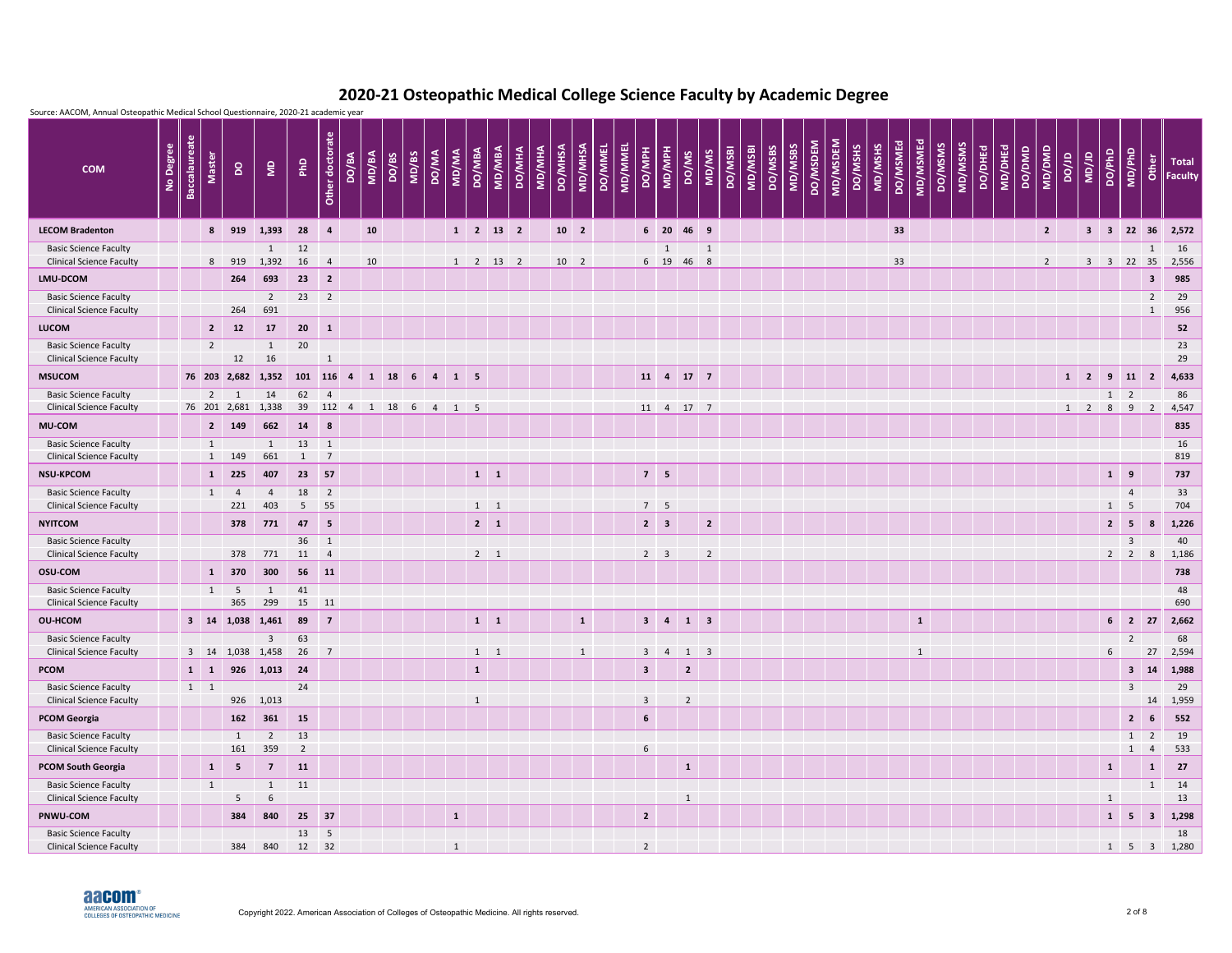# 2020-21 Osteopathic Medical College Science Faculty by Academic Degree

Source: AACOM, Annual Osteopathic Medical School Questionnaire, 2020-21 academic year

| COM | No Degree | Baccalaureate | Master | DO | MD | PhD | Other doctorate | DO/BA | MD/BA | DO/BS | MD/BS | DO/MA | MD/MA | DO/MBA | MD/MBA | DO/MHA | MD/MHA | DO/MHSA | MD/MHSA | DO/MMEL | MD/MMEL | DO/MPH | MD/MPH | DO/MS | MD/MS | DO/MSBI | MD/MSBI | DO/MSBS | MD/MSBS | DO/MSDEM | MD/MSDEM | DO/MSHS | MD/MSHS | DO/MSMEd | MD/MSMEd | DO/MSMS | MD/MSMS | DO/DHEd | MD/DHEd | DO/DMD | MD/DMD | DO/JD | MD/JD | DO/PhD | MD/PhD | Other | Total Faculty |
|---|---|---|---|---|---|---|---|---|---|---|---|---|---|---|---|---|---|---|---|---|---|---|---|---|---|---|---|---|---|---|---|---|---|---|---|---|---|---|---|---|---|---|---|---|---|---|---|
| **LECOM Bradenton** | | | **8** | **919** | **1,393** | **28** | **4** | | **10** | | | | **1** | **2** | **13** | **2** | | **10** | **2** | | | **6** | **20** | **46** | **9** | | | | | | | | | **33** | | | | | | | **2** | | **3** | **3** | **22** | **36** | **2,572** |
| Basic Science Faculty | | | | | 1 | 12 | | | | | | | | | | | | | | | | | 1 | | 1 | | | | | | | | | | | | | | | | | | | | | 1 | 16 |
| Clinical Science Faculty | | | 8 | 919 | 1,392 | 16 | 4 | | 10 | | | | 1 | 2 | 13 | 2 | | 10 | 2 | | | 6 | 19 | 46 | 8 | | | | | | | | | 33 | | | | | | | 2 | | 3 | 3 | 22 | 35 | 2,556 |
| **LMU-DCOM** | | | | **264** | **693** | **23** | **2** | | | | | | | | | | | | | | | | | | | | | | | | | | | | | | | | | | | | | | | **3** | **985** |
| Basic Science Faculty | | | | | 2 | 23 | 2 | | | | | | | | | | | | | | | | | | | | | | | | | | | | | | | | | | | | | | | 2 | 29 |
| Clinical Science Faculty | | | | 264 | 691 | | | | | | | | | | | | | | | | | | | | | | | | | | | | | | | | | | | | | | | | | 1 | 956 |
| **LUCOM** | | | **2** | **12** | **17** | **20** | **1** | | | | | | | | | | | | | | | | | | | | | | | | | | | | | | | | | | | | | | | | **52** |
| Basic Science Faculty | | | 2 | | 1 | 20 | | | | | | | | | | | | | | | | | | | | | | | | | | | | | | | | | | | | | | | | | 23 |
| Clinical Science Faculty | | | | 12 | 16 | | 1 | | | | | | | | | | | | | | | | | | | | | | | | | | | | | | | | | | | | | | | | 29 |
| **MSUCOM** | | **76** | **203** | **2,682** | **1,352** | **101** | **116** | **4** | **1** | **18** | **6** | **4** | **1** | **5** | | | | | | | | **11** | **4** | **17** | **7** | | | | | | | | | | | | | | | | | **1** | **2** | **9** | **11** | **2** | **4,633** |
| Basic Science Faculty | | | 2 | 1 | 14 | 62 | 4 | | | | | | | | | | | | | | | | | | | | | | | | | | | | | | | | | | | | | 1 | 2 | | 86 |
| Clinical Science Faculty | | 76 | 201 | 2,681 | 1,338 | 39 | 112 | 4 | 1 | 18 | 6 | 4 | 1 | 5 | | | | | | | | 11 | 4 | 17 | 7 | | | | | | | | | | | | | | | | | 1 | 2 | 8 | 9 | 2 | 4,547 |
| **MU-COM** | | | **2** | **149** | **662** | **14** | **8** | | | | | | | | | | | | | | | | | | | | | | | | | | | | | | | | | | | | | | | | **835** |
| Basic Science Faculty | | | 1 | | 1 | 13 | 1 | | | | | | | | | | | | | | | | | | | | | | | | | | | | | | | | | | | | | | | | 16 |
| Clinical Science Faculty | | | 1 | 149 | 661 | 1 | 7 | | | | | | | | | | | | | | | | | | | | | | | | | | | | | | | | | | | | | | | | 819 |
| **NSU-KPCOM** | | | **1** | **225** | **407** | **23** | **57** | | | | | | | **1** | **1** | | | | | | | **7** | **5** | | | | | | | | | | | | | | | | | | | | | **1** | **9** | | **737** |
| Basic Science Faculty | | | 1 | 4 | 4 | 18 | 2 | | | | | | | | | | | | | | | | | | | | | | | | | | | | | | | | | | | | | | 4 | | 33 |
| Clinical Science Faculty | | | | 221 | 403 | 5 | 55 | | | | | | | 1 | 1 | | | | | | | 7 | 5 | | | | | | | | | | | | | | | | | | | | | 1 | 5 | | 704 |
| **NYITCOM** | | | | **378** | **771** | **47** | **5** | | | | | | | **2** | **1** | | | | | | | **2** | **3** | | **2** | | | | | | | | | | | | | | | | | | | **2** | **5** | **8** | **1,226** |
| Basic Science Faculty | | | | | | 36 | 1 | | | | | | | | | | | | | | | | | | | | | | | | | | | | | | | | | | | | | | 3 | | 40 |
| Clinical Science Faculty | | | | 378 | 771 | 11 | 4 | | | | | | | 2 | 1 | | | | | | | 2 | 3 | | 2 | | | | | | | | | | | | | | | | | | | 2 | 2 | 8 | 1,186 |
| **OSU-COM** | | | **1** | **370** | **300** | **56** | **11** | | | | | | | | | | | | | | | | | | | | | | | | | | | | | | | | | | | | | | | | **738** |
| Basic Science Faculty | | | 1 | 5 | 1 | 41 | | | | | | | | | | | | | | | | | | | | | | | | | | | | | | | | | | | | | | | | | 48 |
| Clinical Science Faculty | | | | 365 | 299 | 15 | 11 | | | | | | | | | | | | | | | | | | | | | | | | | | | | | | | | | | | | | | | | 690 |
| **OU-HCOM** | | **3** | **14** | **1,038** | **1,461** | **89** | **7** | | | | | | | **1** | **1** | | | | **1** | | | **3** | **4** | **1** | **3** | | | | | | | | | | **1** | | | | | | | | | **6** | **2** | **27** | **2,662** |
| Basic Science Faculty | | | | | 3 | 63 | | | | | | | | | | | | | | | | | | | | | | | | | | | | | | | | | | | | | | | 2 | | 68 |
| Clinical Science Faculty | | 3 | 14 | 1,038 | 1,458 | 26 | 7 | | | | | | | 1 | 1 | | | | 1 | | | 3 | 4 | 1 | 3 | | | | | | | | | | 1 | | | | | | | | | 6 | | 27 | 2,594 |
| **PCOM** | **1** | **1** | | **926** | **1,013** | **24** | | | | | | | | **1** | | | | | | | | **3** | | **2** | | | | | | | | | | | | | | | | | | | | | **3** | **14** | **1,988** |
| Basic Science Faculty | 1 | 1 | | | | 24 | | | | | | | | | | | | | | | | | | | | | | | | | | | | | | | | | | | | | | | 3 | | 29 |
| Clinical Science Faculty | | | | 926 | 1,013 | | | | | | | | | 1 | | | | | | | | 3 | | 2 | | | | | | | | | | | | | | | | | | | | | | 14 | 1,959 |
| **PCOM Georgia** | | | | **162** | **361** | **15** | | | | | | | | | | | | | | | | **6** | | | | | | | | | | | | | | | | | | | | | | | **2** | **6** | **552** |
| Basic Science Faculty | | | | 1 | 2 | 13 | | | | | | | | | | | | | | | | | | | | | | | | | | | | | | | | | | | | | | | 1 | 2 | 19 |
| Clinical Science Faculty | | | | 161 | 359 | 2 | | | | | | | | | | | | | | | | 6 | | | | | | | | | | | | | | | | | | | | | | | 1 | 4 | 533 |
| **PCOM South Georgia** | | | **1** | **5** | **7** | **11** | | | | | | | | | | | | | | | | | | **1** | | | | | | | | | | | | | | | | | | | | **1** | | **1** | **27** |
| Basic Science Faculty | | | 1 | | 1 | 11 | | | | | | | | | | | | | | | | | | | | | | | | | | | | | | | | | | | | | | | | 1 | 14 |
| Clinical Science Faculty | | | | 5 | 6 | | | | | | | | | | | | | | | | | | | 1 | | | | | | | | | | | | | | | | | | | | 1 | | | 13 |
| **PNWU-COM** | | | | **384** | **840** | **25** | **37** | | | | | | **1** | | | | | | | | | **2** | | | | | | | | | | | | | | | | | | | | | | **1** | **5** | **3** | **1,298** |
| Basic Science Faculty | | | | | | 13 | 5 | | | | | | | | | | | | | | | | | | | | | | | | | | | | | | | | | | | | | | | | 18 |
| Clinical Science Faculty | | | | 384 | 840 | 12 | 32 | | | | | | 1 | | | | | | | | | 2 | | | | | | | | | | | | | | | | | | | | | | 1 | 5 | 3 | 1,280 |

Copyright 2022. American Association of Colleges of Osteopathic Medicine. All rights reserved.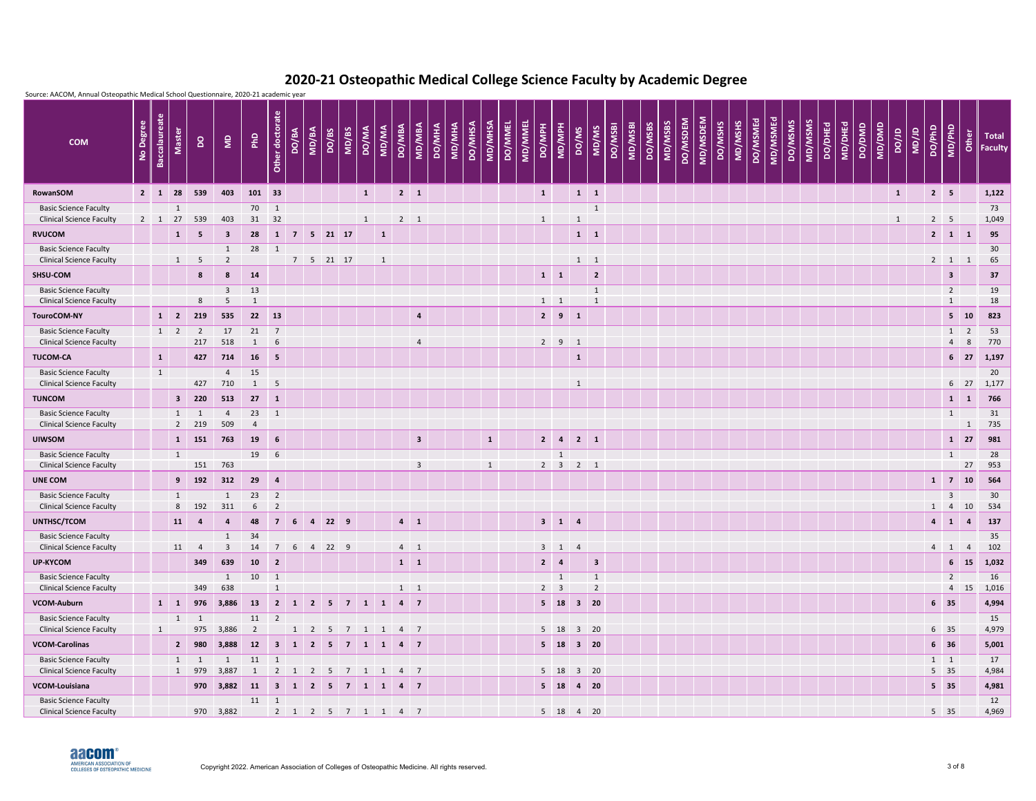# 2020-21 Osteopathic Medical College Science Faculty by Academic Degree

Source: AACOM, Annual Osteopathic Medical School Questionnaire, 2020-21 academic year

| COM | No Degree | Baccalaureate | Master | DO | MD | PhD | Other doctorate | DO/BA | MD/BA | DO/BS | MD/BS | DO/MA | MD/MA | DO/MBA | MD/MBA | DO/MHA | MD/MHA | DO/MHSA | MD/MHSA | DO/MMEL | MD/MMEL | DO/MPH | MD/MPH | DO/MS | MD/MS | DO/MSBI | MD/MSBI | DO/MSBS | MD/MSBS | DO/MSDEM | MD/MSDEM | DO/MSHS | MD/MSHS | DO/MSMEd | MD/MSMEd | DO/MSMS | MD/MSMS | DO/DHEd | MD/DHEd | DO/DMD | MD/DMD | DO/JD | MD/JD | DO/PhD | MD/PhD | Other | Total Faculty |
|---|---|---|---|---|---|---|---|---|---|---|---|---|---|---|---|---|---|---|---|---|---|---|---|---|---|---|---|---|---|---|---|---|---|---|---|---|---|---|---|---|---|---|---|---|---|---|---|
| **RowanSOM** | **2** | **1** | **28** | **539** | **403** | **101** | **33** | | | | | **1** | | **2** | **1** | | | | | | | **1** | | **1** | **1** | | | | | | | | | | | | | | | | | **1** | | **2** | **5** | | **1,122** |
| Basic Science Faculty | | | 1 | | | 70 | 1 | | | | | | | | | | | | | | | | | | 1 | | | | | | | | | | | | | | | | | | | | | | 73 |
| Clinical Science Faculty | 2 | 1 | 27 | 539 | 403 | 31 | 32 | | | | | 1 | | 2 | 1 | | | | | | | 1 | | 1 | | | | | | | | | | | | | | | | | | 1 | | 2 | 5 | | 1,049 |
| **RVUCOM** | | | **1** | **5** | **3** | **28** | **1** | **7** | **5** | **21** | **17** | | **1** | | | | | | | | | | | **1** | **1** | | | | | | | | | | | | | | | | | | | **2** | **1** | **1** | **95** |
| Basic Science Faculty | | | | | 1 | 28 | 1 | | | | | | | | | | | | | | | | | | | | | | | | | | | | | | | | | | | | | | | | 30 |
| Clinical Science Faculty | | | 1 | 5 | 2 | | | 7 | 5 | 21 | 17 | | 1 | | | | | | | | | | | 1 | 1 | | | | | | | | | | | | | | | | | | | 2 | 1 | 1 | 65 |
| **SHSU-COM** | | | | **8** | **8** | **14** | | | | | | | | | | | | | | | | **1** | **1** | | **2** | | | | | | | | | | | | | | | | | | | | **3** | | **37** |
| Basic Science Faculty | | | | | 3 | 13 | | | | | | | | | | | | | | | | | | | 1 | | | | | | | | | | | | | | | | | | | | 2 | | 19 |
| Clinical Science Faculty | | | | 8 | 5 | 1 | | | | | | | | | | | | | | | | 1 | 1 | | 1 | | | | | | | | | | | | | | | | | | | | 1 | | 18 |
| **TouroCOM-NY** | | **1** | **2** | **219** | **535** | **22** | **13** | | | | | | | | **4** | | | | | | | **2** | **9** | **1** | | | | | | | | | | | | | | | | | | | | | **5** | **10** | **823** |
| Basic Science Faculty | | 1 | 2 | 2 | 17 | 21 | 7 | | | | | | | | | | | | | | | | | | | | | | | | | | | | | | | | | | | | | | 1 | 2 | 53 |
| Clinical Science Faculty | | | | 217 | 518 | 1 | 6 | | | | | | | | 4 | | | | | | | 2 | 9 | 1 | | | | | | | | | | | | | | | | | | | | | 4 | 8 | 770 |
| **TUCOM-CA** | | **1** | | **427** | **714** | **16** | **5** | | | | | | | | | | | | | | | | | **1** | | | | | | | | | | | | | | | | | | | | | **6** | **27** | **1,197** |
| Basic Science Faculty | | 1 | | | 4 | 15 | | | | | | | | | | | | | | | | | | | | | | | | | | | | | | | | | | | | | | | | | 20 |
| Clinical Science Faculty | | | | 427 | 710 | 1 | 5 | | | | | | | | | | | | | | | | | 1 | | | | | | | | | | | | | | | | | | | | | 6 | 27 | 1,177 |
| **TUNCOM** | | | **3** | **220** | **513** | **27** | **1** | | | | | | | | | | | | | | | | | | | | | | | | | | | | | | | | | | | | | | **1** | **1** | **766** |
| Basic Science Faculty | | | 1 | 1 | 4 | 23 | 1 | | | | | | | | | | | | | | | | | | | | | | | | | | | | | | | | | | | | | | 1 | | 31 |
| Clinical Science Faculty | | | 2 | 219 | 509 | 4 | | | | | | | | | | | | | | | | | | | | | | | | | | | | | | | | | | | | | | | | 1 | 735 |
| **UIWSOM** | | | **1** | **151** | **763** | **19** | **6** | | | | | | | | **3** | | | | **1** | | | **2** | **4** | **2** | **1** | | | | | | | | | | | | | | | | | | | | **1** | **27** | **981** |
| Basic Science Faculty | | | 1 | | | 19 | 6 | | | | | | | | | | | | | | | | 1 | | | | | | | | | | | | | | | | | | | | | | 1 | | 28 |
| Clinical Science Faculty | | | | 151 | 763 | | | | | | | | | | 3 | | | | 1 | | | 2 | 3 | 2 | 1 | | | | | | | | | | | | | | | | | | | | | 27 | 953 |
| **UNE COM** | | | **9** | **192** | **312** | **29** | **4** | | | | | | | | | | | | | | | | | | | | | | | | | | | | | | | | | | | | | **1** | **7** | **10** | **564** |
| Basic Science Faculty | | | 1 | | 1 | 23 | 2 | | | | | | | | | | | | | | | | | | | | | | | | | | | | | | | | | | | | | | 3 | | 30 |
| Clinical Science Faculty | | | 8 | 192 | 311 | 6 | 2 | | | | | | | | | | | | | | | | | | | | | | | | | | | | | | | | | | | | | 1 | 4 | 10 | 534 |
| **UNTHSC/TCOM** | | | **11** | **4** | **4** | **48** | **7** | **6** | **4** | **22** | **9** | | | **4** | **1** | | | | | | | **3** | **1** | **4** | | | | | | | | | | | | | | | | | | | | **4** | **1** | **4** | **137** |
| Basic Science Faculty | | | | | 1 | 34 | | | | | | | | | | | | | | | | | | | | | | | | | | | | | | | | | | | | | | | | | 35 |
| Clinical Science Faculty | | | 11 | 4 | 3 | 14 | 7 | 6 | 4 | 22 | 9 | | | 4 | 1 | | | | | | | 3 | 1 | 4 | | | | | | | | | | | | | | | | | | | | 4 | 1 | 4 | 102 |
| **UP-KYCOM** | | | | **349** | **639** | **10** | **2** | | | | | | | **1** | **1** | | | | | | | **2** | **4** | | **3** | | | | | | | | | | | | | | | | | | | | **6** | **15** | **1,032** |
| Basic Science Faculty | | | | | 1 | 10 | 1 | | | | | | | | | | | | | | | | 1 | | 1 | | | | | | | | | | | | | | | | | | | | 2 | | 16 |
| Clinical Science Faculty | | | | 349 | 638 | | 1 | | | | | | | 1 | 1 | | | | | | | 2 | 3 | | 2 | | | | | | | | | | | | | | | | | | | | 4 | 15 | 1,016 |
| **VCOM-Auburn** | | **1** | **1** | **976** | **3,886** | **13** | **2** | **1** | **2** | **5** | **7** | **1** | **1** | **4** | **7** | | | | | | | **5** | **18** | **3** | **20** | | | | | | | | | | | | | | | | | | | **6** | **35** | | **4,994** |
| Basic Science Faculty | | | 1 | 1 | | 11 | 2 | | | | | | | | | | | | | | | | | | | | | | | | | | | | | | | | | | | | | | | | 15 |
| Clinical Science Faculty | | 1 | | 975 | 3,886 | 2 | | 1 | 2 | 5 | 7 | 1 | 1 | 4 | 7 | | | | | | | 5 | 18 | 3 | 20 | | | | | | | | | | | | | | | | | | | 6 | 35 | | 4,979 |
| **VCOM-Carolinas** | | | **2** | **980** | **3,888** | **12** | **3** | **1** | **2** | **5** | **7** | **1** | **1** | **4** | **7** | | | | | | | **5** | **18** | **3** | **20** | | | | | | | | | | | | | | | | | | | **6** | **36** | | **5,001** |
| Basic Science Faculty | | | 1 | 1 | 1 | 11 | 1 | | | | | | | | | | | | | | | | | | | | | | | | | | | | | | | | | | | | | 1 | 1 | | 17 |
| Clinical Science Faculty | | | 1 | 979 | 3,887 | 1 | 2 | 1 | 2 | 5 | 7 | 1 | 1 | 4 | 7 | | | | | | | 5 | 18 | 3 | 20 | | | | | | | | | | | | | | | | | | | 5 | 35 | | 4,984 |
| **VCOM-Louisiana** | | | | **970** | **3,882** | **11** | **3** | **1** | **2** | **5** | **7** | **1** | **1** | **4** | **7** | | | | | | | **5** | **18** | **4** | **20** | | | | | | | | | | | | | | | | | | | **5** | **35** | | **4,981** |
| Basic Science Faculty | | | | | | 11 | 1 | | | | | | | | | | | | | | | | | | | | | | | | | | | | | | | | | | | | | | | | 12 |
| Clinical Science Faculty | | | | 970 | 3,882 | | 2 | 1 | 2 | 5 | 7 | 1 | 1 | 4 | 7 | | | | | | | 5 | 18 | 4 | 20 | | | | | | | | | | | | | | | | | | | 5 | 35 | | 4,969 |

Copyright 2022. American Association of Colleges of Osteopathic Medicine. All rights reserved.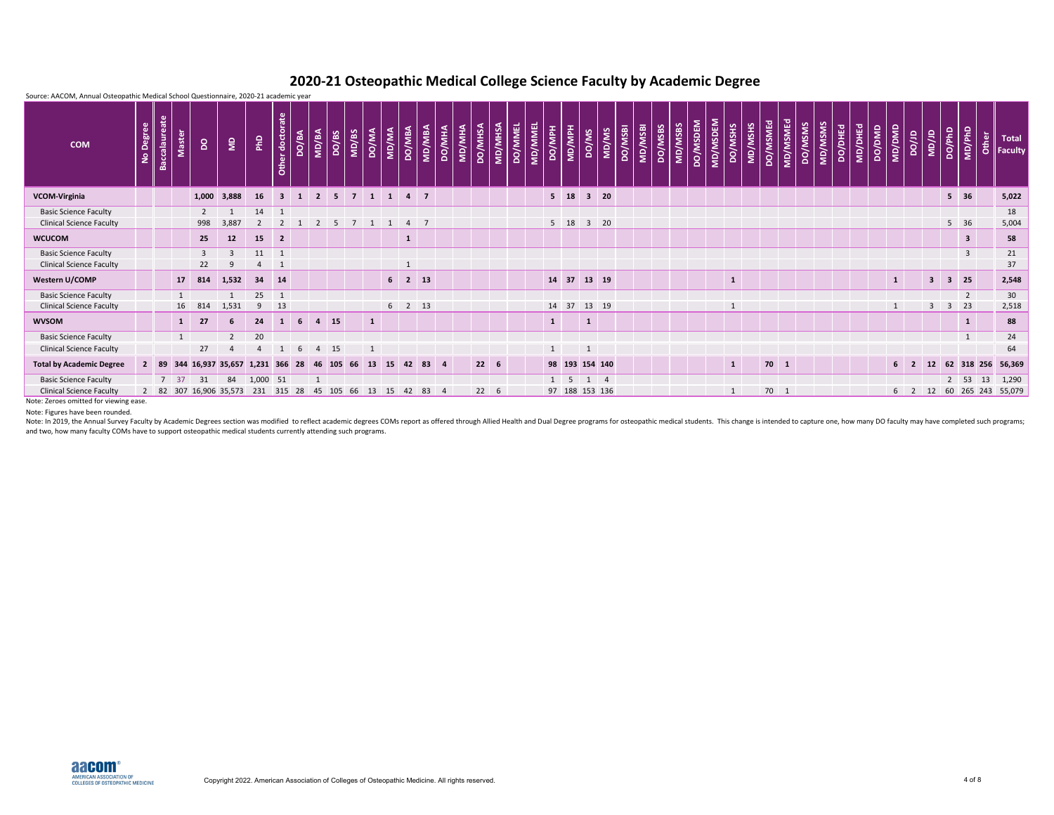# 2020-21 Osteopathic Medical College Science Faculty by Academic Degree

Source: AACOM, Annual Osteopathic Medical School Questionnaire, 2020-21 academic year

| COM | No Degree | Baccalaureate | Master | DO | MD | PhD | Other doctorate | DO/BA | MD/BA | DO/BS | MD/BS | DO/MA | MD/MA | DO/MBA | MD/MBA | DO/MHA | MD/MHA | DO/MHSA | MD/MHSA | DO/MMEL | MD/MMEL | DO/MPH | MD/MPH | DO/MS | MD/MS | DO/MSBI | MD/MSBI | DO/MSBS | MD/MSBS | DO/MSDEM | MD/MSDEM | DO/MSHS | MD/MSHS | DO/MSMEd | MD/MSMEd | DO/MSMS | MD/MSMS | DO/DHEd | MD/DHEd | DO/DMD | MD/DMD | DO/JD | MD/JD | DO/PhD | MD/PhD | Other | Total Faculty |
|---|---|---|---|---|---|---|---|---|---|---|---|---|---|---|---|---|---|---|---|---|---|---|---|---|---|---|---|---|---|---|---|---|---|---|---|---|---|---|---|---|---|---|---|---|---|---|---|
| **VCOM-Virginia** | | | | **1,000** | **3,888** | **16** | **3** | **1** | **2** | **5** | **7** | **1** | **1** | **4** | **7** | | | | | | | **5** | **18** | **3** | **20** | | | | | | | | | | | | | | | | | | | **5** | **36** | | **5,022** |
| Basic Science Faculty | | | | 2 | 1 | 14 | 1 | | | | | | | | | | | | | | | | | | | | | | | | | | | | | | | | | | | | | | | | 18 |
| Clinical Science Faculty | | | | 998 | 3,887 | 2 | 2 | 1 | 2 | 5 | 7 | 1 | 1 | 4 | 7 | | | | | | | 5 | 18 | 3 | 20 | | | | | | | | | | | | | | | | | | | 5 | 36 | | 5,004 |
| **WCUCOM** | | | | **25** | **12** | **15** | **2** | | | | | | | **1** | | | | | | | | | | | | | | | | | | | | | | | | | | | | | | | **3** | | **58** |
| Basic Science Faculty | | | | 3 | 3 | 11 | 1 | | | | | | | | | | | | | | | | | | | | | | | | | | | | | | | | | | | | | | 3 | | 21 |
| Clinical Science Faculty | | | | 22 | 9 | 4 | 1 | | | | | | | 1 | | | | | | | | | | | | | | | | | | | | | | | | | | | | | | | | | 37 |
| **Western U/COMP** | | | **17** | **814** | **1,532** | **34** | **14** | | | | | | **6** | **2** | **13** | | | | | | | **14** | **37** | **13** | **19** | | | | | | | **1** | | | | | | | | | **1** | | **3** | **3** | **25** | | **2,548** |
| Basic Science Faculty | | | 1 | | 1 | 25 | 1 | | | | | | | | | | | | | | | | | | | | | | | | | | | | | | | | | | | | | | 2 | | 30 |
| Clinical Science Faculty | | | 16 | 814 | 1,531 | 9 | 13 | | | | | | 6 | 2 | 13 | | | | | | | 14 | 37 | 13 | 19 | | | | | | | 1 | | | | | | | | | 1 | | 3 | 3 | 23 | | 2,518 |
| **WVSOM** | | | **1** | **27** | **6** | **24** | **1** | **6** | **4** | **15** | | **1** | | | | | | | | | | **1** | | **1** | | | | | | | | | | | | | | | | | | | | | **1** | | **88** |
| Basic Science Faculty | | | 1 | | 2 | 20 | | | | | | | | | | | | | | | | | | | | | | | | | | | | | | | | | | | | | | | 1 | | 24 |
| Clinical Science Faculty | | | | 27 | 4 | 4 | 1 | 6 | 4 | 15 | | 1 | | | | | | | | | | 1 | | 1 | | | | | | | | | | | | | | | | | | | | | | | 64 |
| **Total by Academic Degree** | **2** | **89** | **344** | **16,937** | **35,657** | **1,231** | **366** | **28** | **46** | **105** | **66** | **13** | **15** | **42** | **83** | **4** | | **22** | **6** | | | **98** | **193** | **154** | **140** | | | | | | | **1** | | **70** | **1** | | | | | | **6** | **2** | **12** | **62** | **318** | **256** | **56,369** |
| Basic Science Faculty | | 7 | 37 | 31 | 84 | 1,000 | 51 | | 1 | | | | | | | | | | | | | 1 | 5 | 1 | 4 | | | | | | | | | | | | | | | | | | | 2 | 53 | 13 | 1,290 |
| Clinical Science Faculty | 2 | 82 | 307 | 16,906 | 35,573 | 231 | 315 | 28 | 45 | 105 | 66 | 13 | 15 | 42 | 83 | 4 | | 22 | 6 | | | 97 | 188 | 153 | 136 | | | | | | | 1 | | 70 | 1 | | | | | | 6 | 2 | 12 | 60 | 265 | 243 | 55,079 |

Note: Zeroes omitted for viewing ease.

Note: Figures have been rounded.

Note: In 2019, the Annual Survey Faculty by Academic Degrees section was modified to reflect academic degrees COMs report as offered through Allied Health and Dual Degree programs for osteopathic medical students. This change is intended to capture one, how many DO faculty may have completed such programs; and two, how many faculty COMs have to support osteopathic medical students currently attending such programs.

Copyright 2022. American Association of Colleges of Osteopathic Medicine. All rights reserved.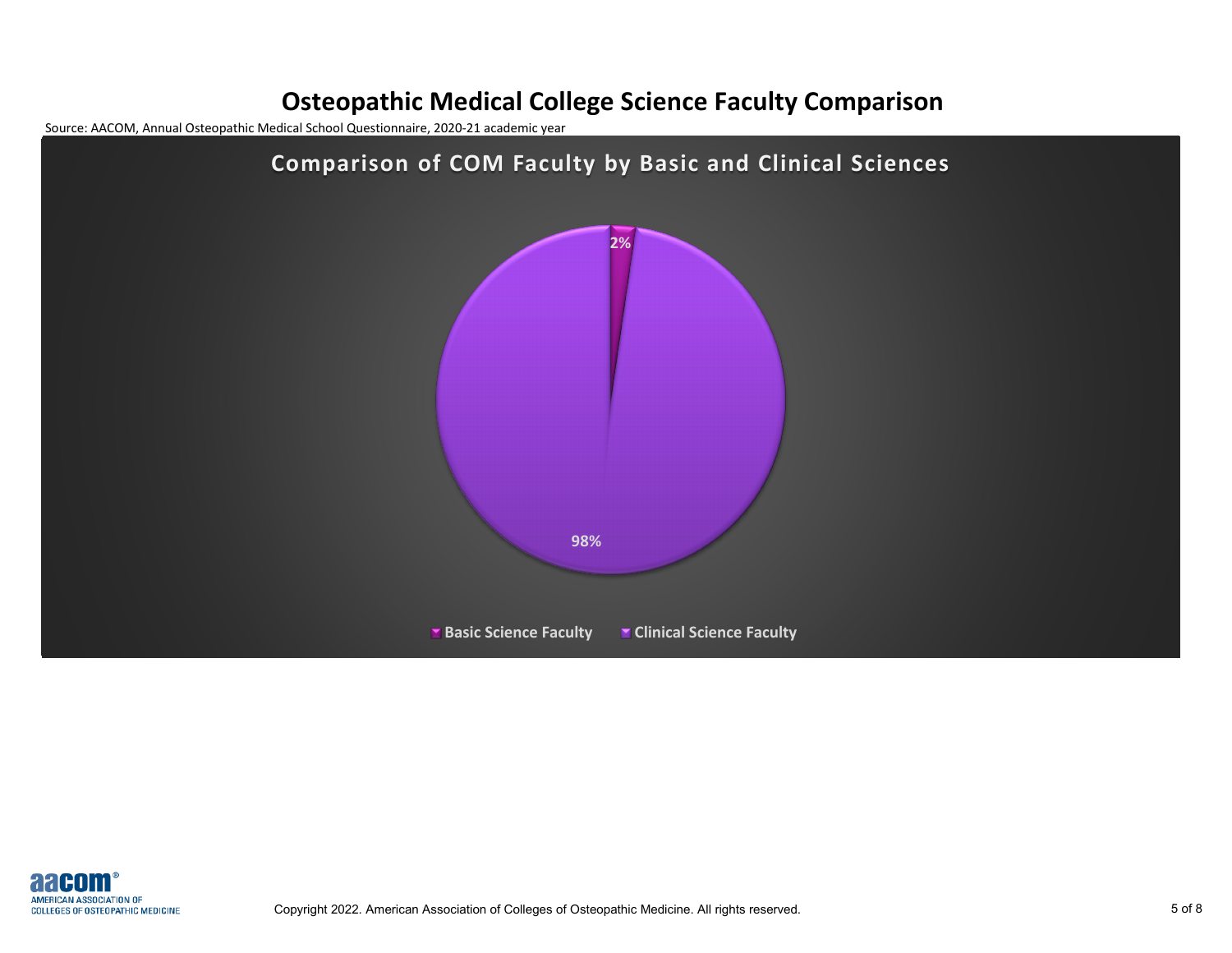# Osteopathic Medical College Science Faculty Comparison

Source: AACOM, Annual Osteopathic Medical School Questionnaire, 2020-21 academic year

## Comparison of COM Faculty by Basic and Clinical Sciences

| Category | Percentage |
| --- | --- |
| Basic Science Faculty | 2% |
| Clinical Science Faculty | 98% |

Copyright 2022. American Association of Colleges of Osteopathic Medicine. All rights reserved.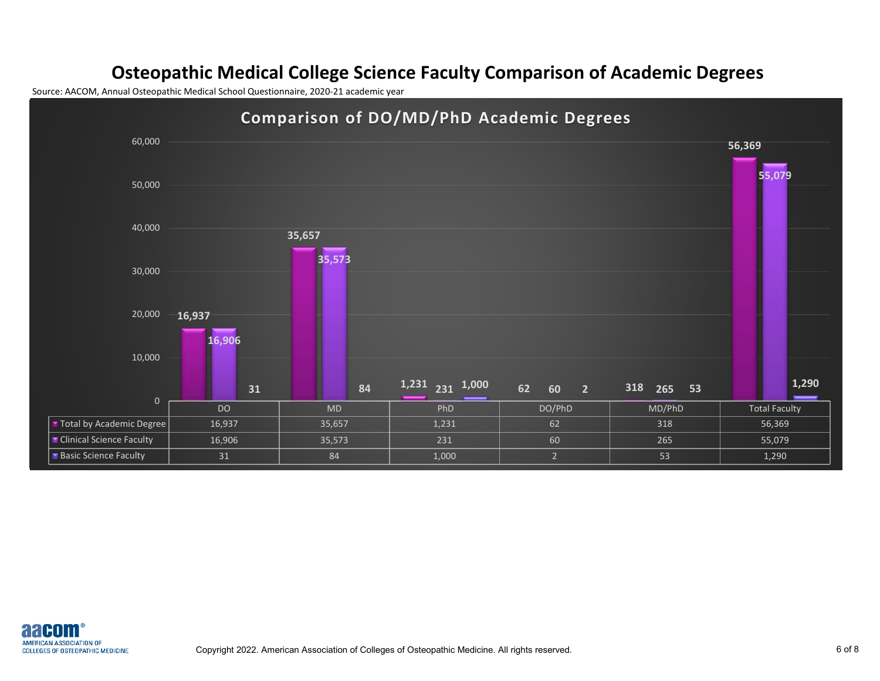# Osteopathic Medical College Science Faculty Comparison of Academic Degrees

Source: AACOM, Annual Osteopathic Medical School Questionnaire, 2020-21 academic year

## Comparison of DO/MD/PhD Academic Degrees

| | DO | MD | PhD | DO/PhD | MD/PhD | Total Faculty |
|---|---|---|---|---|---|---|
| Total by Academic Degree | 16,937 | 35,657 | 1,231 | 62 | 318 | 56,369 |
| Clinical Science Faculty | 16,906 | 35,573 | 231 | 60 | 265 | 55,079 |
| Basic Science Faculty | 31 | 84 | 1,000 | 2 | 53 | 1,290 |

Copyright 2022. American Association of Colleges of Osteopathic Medicine. All rights reserved.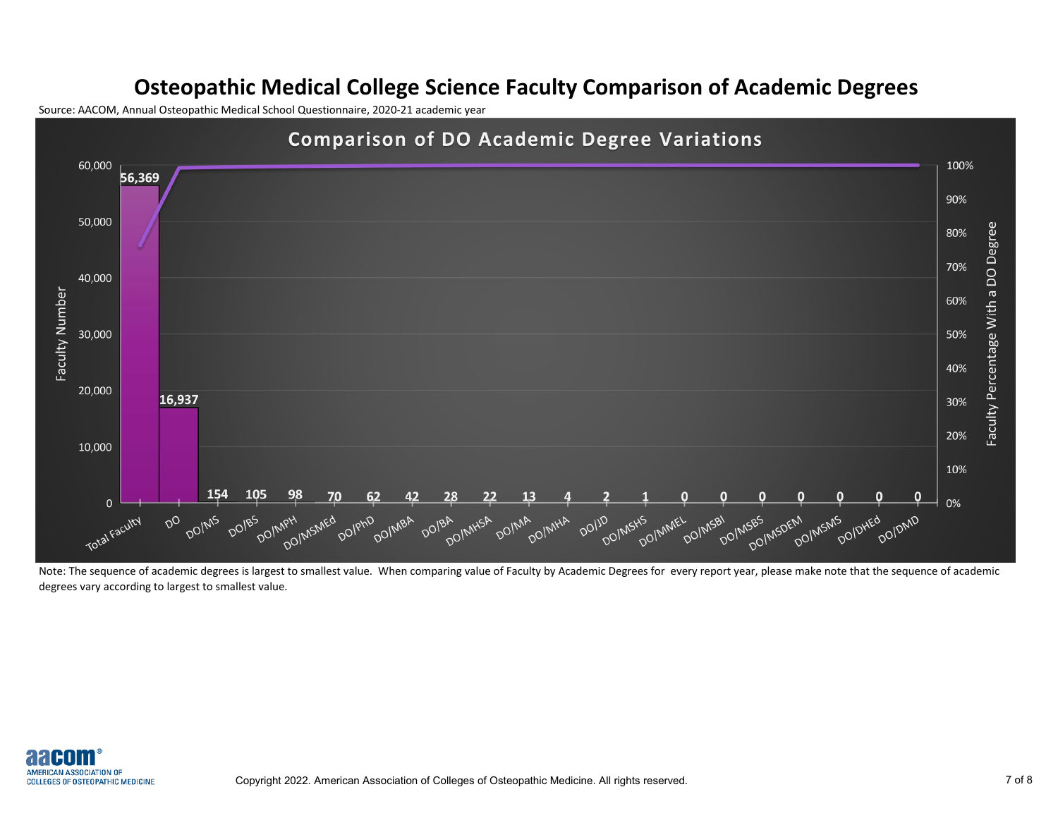# Osteopathic Medical College Science Faculty Comparison of Academic Degrees

Source: AACOM, Annual Osteopathic Medical School Questionnaire, 2020-21 academic year

## Comparison of DO Academic Degree Variations

| Academic Degree | Faculty Number |
| --- | --- |
| Total Faculty | 56,369 |
| DO | 16,937 |
| DO/MS | 154 |
| DO/BS | 105 |
| DO/MPH | 98 |
| DO/MSMEd | 70 |
| DO/PhD | 62 |
| DO/MBA | 42 |
| DO/BA | 28 |
| DO/MHSA | 22 |
| DO/MA | 13 |
| DO/MHA | 4 |
| DO/JD | 2 |
| DO/MSHS | 1 |
| DO/MMEL | 0 |
| DO/MSBI | 0 |
| DO/MSBS | 0 |
| DO/MSDEM | 0 |
| DO/MSMS | 0 |
| DO/DHEd | 0 |
| DO/DMD | 0 |

Note: The sequence of academic degrees is largest to smallest value. When comparing value of Faculty by Academic Degrees for every report year, please make note that the sequence of academic degrees vary according to largest to smallest value.

Copyright 2022. American Association of Colleges of Osteopathic Medicine. All rights reserved.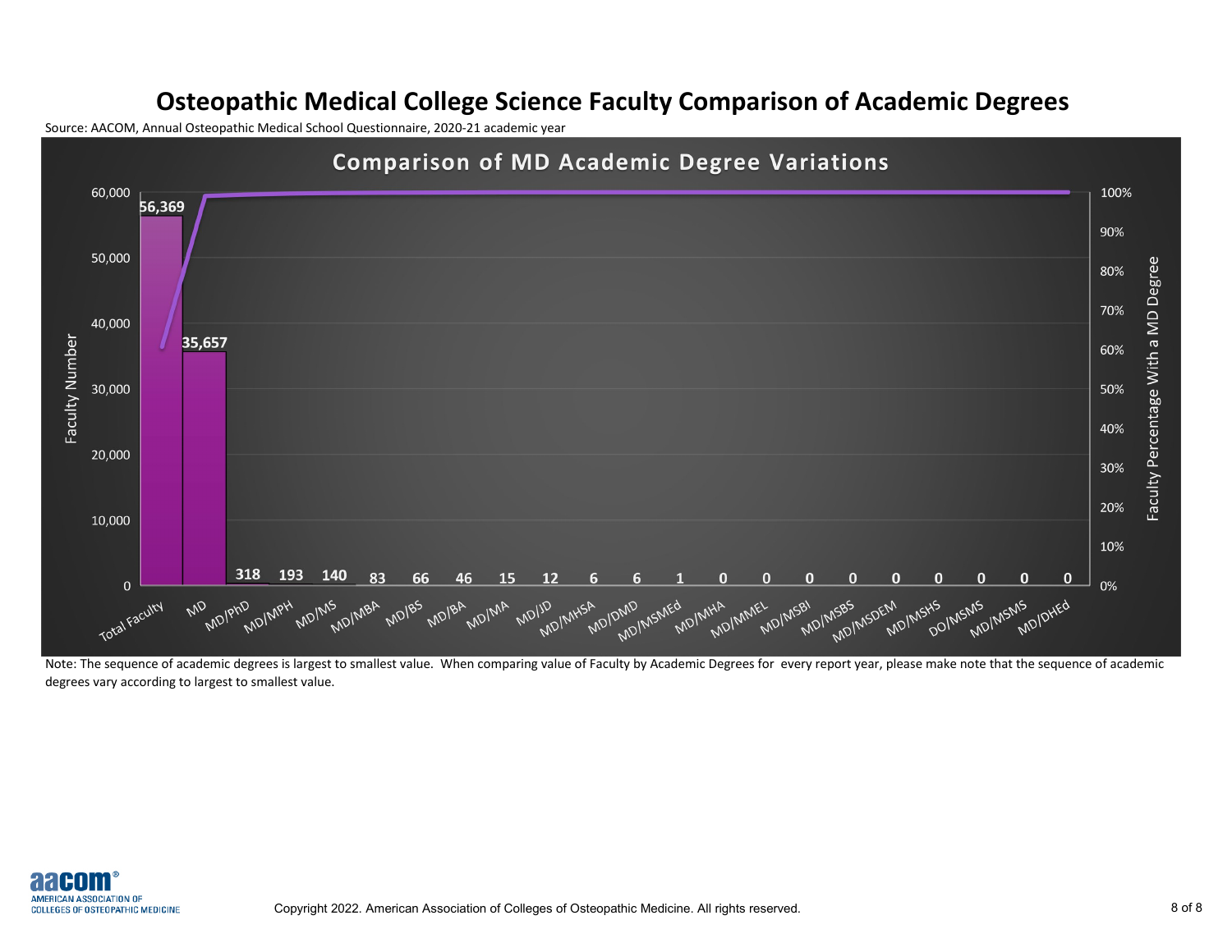# Osteopathic Medical College Science Faculty Comparison of Academic Degrees

Source: AACOM, Annual Osteopathic Medical School Questionnaire, 2020-21 academic year

Comparison of MD Academic Degree Variations

Faculty Number

60,000
50,000
40,000
30,000
20,000
10,000
0

Faculty Percentage With a MD Degree

100%
90%
80%
70%
60%
50%
40%
30%
20%
10%
0%

Total Faculty 56,369
MD 35,657
MD/PhD 318
MD/MPH 193
MD/MS 140
MD/MBA 83
MD/BS 66
MD/BA 46
MD/MA 15
MD/JD 12
MD/MHSA 6
MD/DMD 6
MD/MSMEd 1
MD/MHA 0
MD/MMEL 0
MD/MSBI 0
MD/MSBS 0
MD/MSDEM 0
MD/MSHS 0
DO/MSMS 0
MD/MSMS 0
MD/DHEd 0

Note: The sequence of academic degrees is largest to smallest value. When comparing value of Faculty by Academic Degrees for every report year, please make note that the sequence of academic degrees vary according to largest to smallest value.

Copyright 2022. American Association of Colleges of Osteopathic Medicine. All rights reserved.